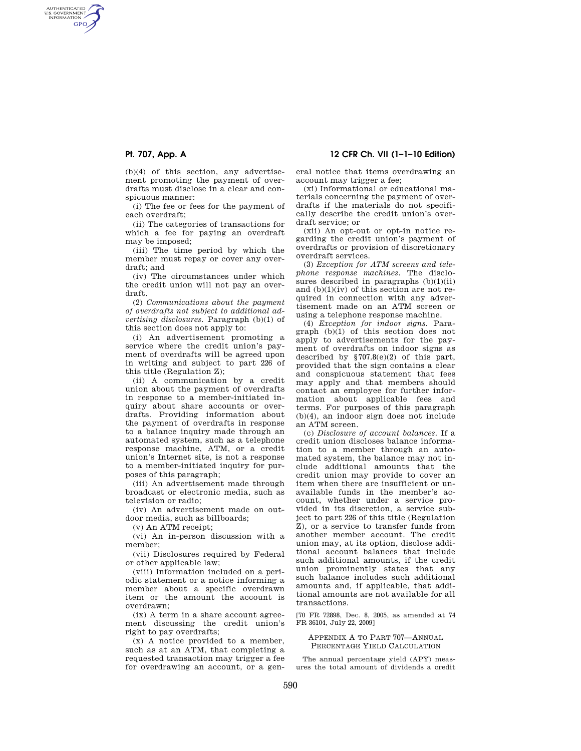(b)(4) of this section, any advertisement promoting the payment of overdrafts must disclose in a clear and conspicuous manner:

(i) The fee or fees for the payment of each overdraft;

(ii) The categories of transactions for which a fee for paying an overdraft may be imposed;

(iii) The time period by which the member must repay or cover any overdraft; and

(iv) The circumstances under which the credit union will not pay an overdraft.

(2) *Communications about the payment of overdrafts not subject to additional advertising disclosures.* Paragraph (b)(1) of this section does not apply to:

(i) An advertisement promoting a service where the credit union's payment of overdrafts will be agreed upon in writing and subject to part 226 of this title (Regulation Z);

(ii) A communication by a credit union about the payment of overdrafts in response to a member-initiated inquiry about share accounts or overdrafts. Providing information about the payment of overdrafts in response to a balance inquiry made through an automated system, such as a telephone response machine, ATM, or a credit union's Internet site, is not a response to a member-initiated inquiry for purposes of this paragraph;

(iii) An advertisement made through broadcast or electronic media, such as television or radio;

(iv) An advertisement made on outdoor media, such as billboards;

(v) An ATM receipt;

(vi) An in-person discussion with a member;

(vii) Disclosures required by Federal or other applicable law;

(viii) Information included on a periodic statement or a notice informing a member about a specific overdrawn item or the amount the account is overdrawn;

(ix) A term in a share account agreement discussing the credit union's right to pay overdrafts;

(x) A notice provided to a member, such as at an ATM, that completing a requested transaction may trigger a fee for overdrawing an account, or a general notice that items overdrawing an account may trigger a fee;

(xi) Informational or educational materials concerning the payment of overdrafts if the materials do not specifically describe the credit union's overdraft service; or

(xii) An opt-out or opt-in notice regarding the credit union's payment of overdrafts or provision of discretionary overdraft services.

(3) *Exception for ATM screens and telephone response machines.* The disclosures described in paragraphs (b)(1)(ii) and (b)(1)(iv) of this section are not required in connection with any advertisement made on an ATM screen or using a telephone response machine.

(4) *Exception for indoor signs.* Paragraph (b)(1) of this section does not apply to advertisements for the payment of overdrafts on indoor signs as described by §707.8(e)(2) of this part, provided that the sign contains a clear and conspicuous statement that fees may apply and that members should contact an employee for further information about applicable fees and terms. For purposes of this paragraph (b)(4), an indoor sign does not include an ATM screen.

(c) *Disclosure of account balances.* If a credit union discloses balance information to a member through an automated system, the balance may not include additional amounts that the credit union may provide to cover an item when there are insufficient or unavailable funds in the member's account, whether under a service provided in its discretion, a service subject to part 226 of this title (Regulation Z), or a service to transfer funds from another member account. The credit union may, at its option, disclose additional account balances that include such additional amounts, if the credit union prominently states that any such balance includes such additional amounts and, if applicable, that additional amounts are not available for all transactions.

[70 FR 72898, Dec. 8, 2005, as amended at 74 FR 36104, July 22, 2009]

## Appendix A to Part 707—Annual Percentage Yield Calculation

The annual percentage yield (APY) measures the total amount of dividends a credit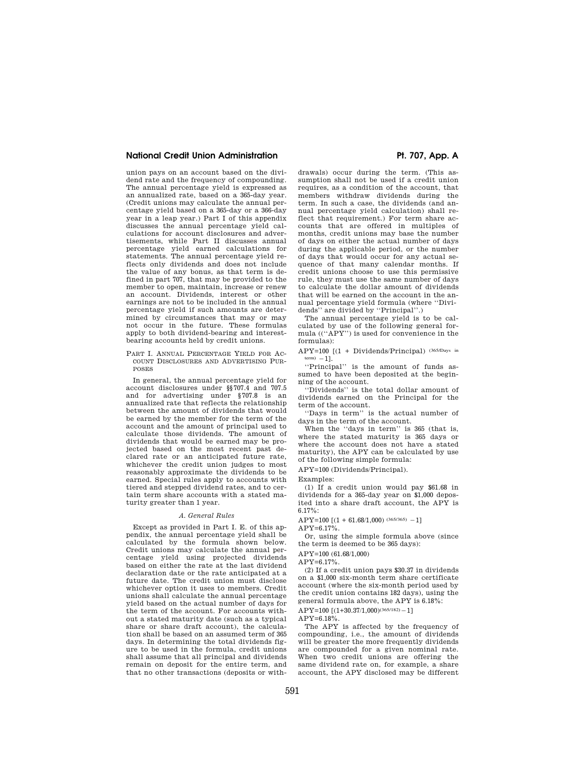union pays on an account based on the dividend rate and the frequency of compounding. The annual percentage yield is expressed as an annualized rate, based on a 365-day year. (Credit unions may calculate the annual percentage yield based on a 365-day or a 366-day year in a leap year.) Part I of this appendix discusses the annual percentage yield calculations for account disclosures and advertisements, while Part II discusses annual percentage yield earned calculations for statements. The annual percentage yield reflects only dividends and does not include the value of any bonus, as that term is defined in part 707, that may be provided to the member to open, maintain, increase or renew an account. Dividends, interest or other earnings are not to be included in the annual percentage yield if such amounts are determined by circumstances that may or may not occur in the future. These formulas apply to both dividend-bearing and interest-bearing accounts held by credit unions.

## PART I. ANNUAL PERCENTAGE YIELD FOR ACCOUNT DISCLOSURES AND ADVERTISING PURPOSES

In general, the annual percentage yield for account disclosures under §§707.4 and 707.5 and for advertising under §707.8 is an annualized rate that reflects the relationship between the amount of dividends that would be earned by the member for the term of the account and the amount of principal used to calculate those dividends. The amount of dividends that would be earned may be projected based on the most recent past declared rate or an anticipated future rate, whichever the credit union judges to most reasonably approximate the dividends to be earned. Special rules apply to accounts with tiered and stepped dividend rates, and to certain term share accounts with a stated maturity greater than 1 year.

### *A. General Rules*

Except as provided in Part I. E. of this appendix, the annual percentage yield shall be calculated by the formula shown below. Credit unions may calculate the annual percentage yield using projected dividends based on either the rate at the last dividend declaration date or the rate anticipated at a future date. The credit union must disclose whichever option it uses to members. Credit unions shall calculate the annual percentage yield based on the actual number of days for the term of the account. For accounts without a stated maturity date (such as a typical share or share draft account), the calculation shall be based on an assumed term of 365 days. In determining the total dividends figure to be used in the formula, credit unions shall assume that all principal and dividends remain on deposit for the entire term, and that no other transactions (deposits or withdrawals) occur during the term. (This assumption shall not be used if a credit union requires, as a condition of the account, that members withdraw dividends during the term. In such a case, the dividends (and annual percentage yield calculation) shall reflect that requirement.) For term share accounts that are offered in multiples of months, credit unions may base the number of days on either the actual number of days during the applicable period, or the number of days that would occur for any actual sequence of that many calendar months. If credit unions choose to use this permissive rule, they must use the same number of days to calculate the dollar amount of dividends that will be earned on the account in the annual percentage yield formula (where "Dividends" are divided by "Principal".)

The annual percentage yield is to be calculated by use of the following general formula (("APY") is used for convenience in the formulas):

$$APY=100\ [(1 + Dividends/Principal)^{(365/Days\ in\ term)} - 1].$$

"Principal" is the amount of funds assumed to have been deposited at the beginning of the account.

"Dividends" is the total dollar amount of dividends earned on the Principal for the term of the account.

"Days in term" is the actual number of days in the term of the account.

When the "days in term" is 365 (that is, where the stated maturity is 365 days or where the account does not have a stated maturity), the APY can be calculated by use of the following simple formula:

$$APY=100\ (Dividends/Principal).$$

Examples:

(1) If a credit union would pay $61.68 in dividends for a 365-day year on $1,000 deposited into a share draft account, the APY is 6.17%:

$$APY=100\ [(1 + 61.68/1{,}000)^{(365/365)} - 1]$$

$$APY=6.17\%.$$

Or, using the simple formula above (since the term is deemed to be 365 days):

$$APY=100\ (61.68/1{,}000)$$

$$APY=6.17\%.$$

(2) If a credit union pays $30.37 in dividends on a $1,000 six-month term share certificate account (where the six-month period used by the credit union contains 182 days), using the general formula above, the APY is 6.18%:

$$APY=100\ [(1+30.37/1{,}000)^{(365/182)}-1]$$

$$APY=6.18\%.$$

The APY is affected by the frequency of compounding, i.e., the amount of dividends will be greater the more frequently dividends are compounded for a given nominal rate. When two credit unions are offering the same dividend rate on, for example, a share account, the APY disclosed may be different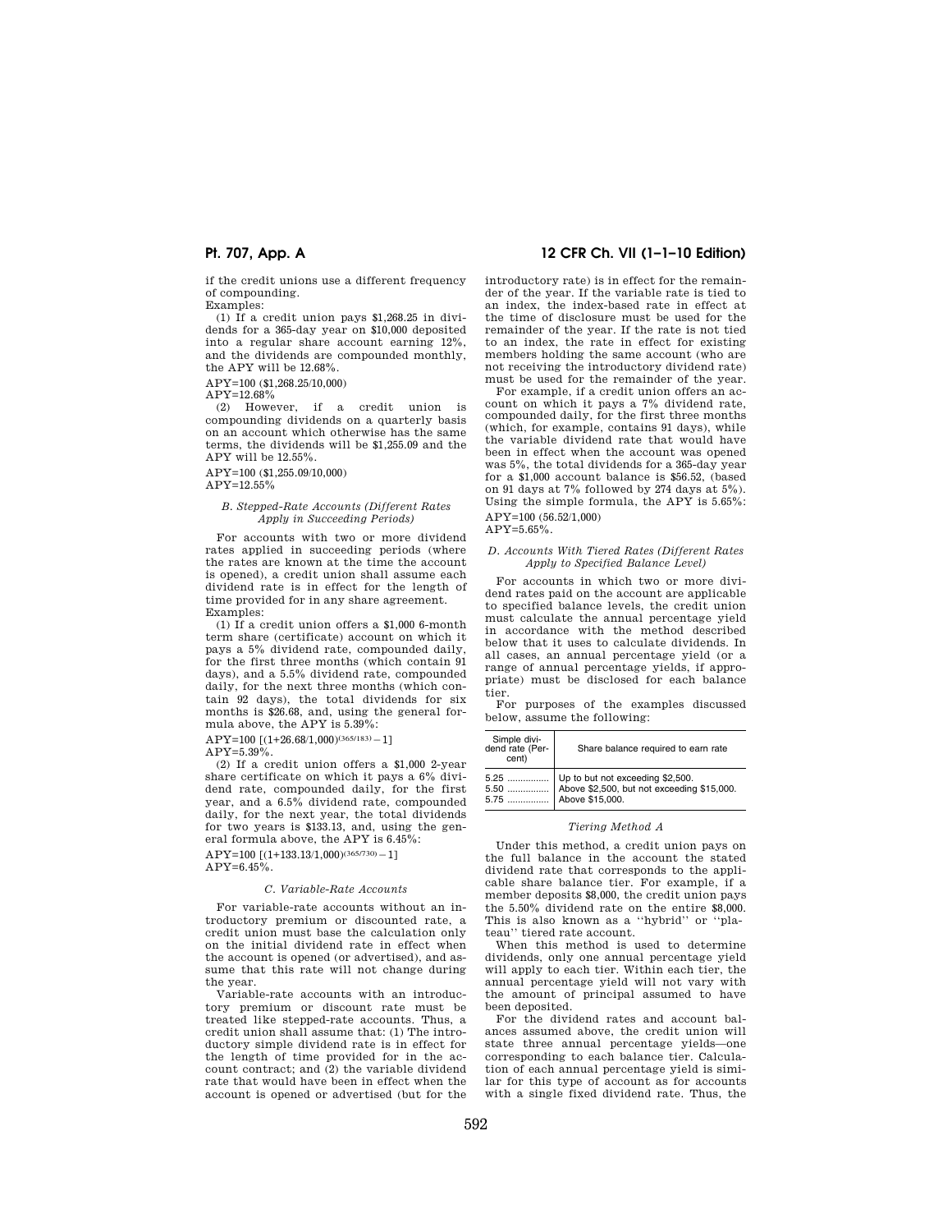if the credit unions use a different frequency of compounding.

Examples:

(1) If a credit union pays $1,268.25 in dividends for a 365-day year on $10,000 deposited into a regular share account earning 12%, and the dividends are compounded monthly, the APY will be 12.68%.

APY=100 ($1,268.25/10,000)

APY=12.68%

(2) However, if a credit union is compounding dividends on a quarterly basis on an account which otherwise has the same terms, the dividends will be $1,255.09 and the APY will be 12.55%.

APY=100 ($1,255.09/10,000)

APY=12.55%

### *B. Stepped-Rate Accounts (Different Rates Apply in Succeeding Periods)*

For accounts with two or more dividend rates applied in succeeding periods (where the rates are known at the time the account is opened), a credit union shall assume each dividend rate is in effect for the length of time provided for in any share agreement.

Examples:

(1) If a credit union offers a $1,000 6-month term share (certificate) account on which it pays a 5% dividend rate, compounded daily, for the first three months (which contain 91 days), and a 5.5% dividend rate, compounded daily, for the next three months (which contain 92 days), the total dividends for six months is $26.68, and, using the general formula above, the APY is 5.39%:

APY=100 $[(1+26.68/1,000)^{(365/183)}-1]$

APY=5.39%.

(2) If a credit union offers a $1,000 2-year share certificate on which it pays a 6% dividend rate, compounded daily, for the first year, and a 6.5% dividend rate, compounded daily, for the next year, the total dividends for two years is $133.13, and, using the general formula above, the APY is 6.45%:

APY=100 $[(1+133.13/1,000)^{(365/730)}-1]$

APY=6.45%.

### *C. Variable-Rate Accounts*

For variable-rate accounts without an introductory premium or discounted rate, a credit union must base the calculation only on the initial dividend rate in effect when the account is opened (or advertised), and assume that this rate will not change during the year.

Variable-rate accounts with an introductory premium or discount rate must be treated like stepped-rate accounts. Thus, a credit union shall assume that: (1) The introductory simple dividend rate is in effect for the length of time provided for in the account contract; and (2) the variable dividend rate that would have been in effect when the account is opened or advertised (but for the introductory rate) is in effect for the remainder of the year. If the variable rate is tied to an index, the index-based rate in effect at the time of disclosure must be used for the remainder of the year. If the rate is not tied to an index, the rate in effect for existing members holding the same account (who are not receiving the introductory dividend rate) must be used for the remainder of the year.

For example, if a credit union offers an account on which it pays a 7% dividend rate, compounded daily, for the first three months (which, for example, contains 91 days), while the variable dividend rate that would have been in effect when the account was opened was 5%, the total dividends for a 365-day year for a $1,000 account balance is $56.52, (based on 91 days at 7% followed by 274 days at 5%). Using the simple formula, the APY is 5.65%:

APY=100 (56.52/1,000)

APY=5.65%.

### *D. Accounts With Tiered Rates (Different Rates Apply to Specified Balance Level)*

For accounts in which two or more dividend rates paid on the account are applicable to specified balance levels, the credit union must calculate the annual percentage yield in accordance with the method described below that it uses to calculate dividends. In all cases, an annual percentage yield (or a range of annual percentage yields, if appropriate) must be disclosed for each balance tier.

For purposes of the examples discussed below, assume the following:

| Simple dividend rate (Percent) | Share balance required to earn rate |
|---|---|
| 5.25 | Up to but not exceeding $2,500. |
| 5.50 | Above $2,500, but not exceeding $15,000. |
| 5.75 | Above $15,000. |

#### *Tiering Method A*

Under this method, a credit union pays on the full balance in the account the stated dividend rate that corresponds to the applicable share balance tier. For example, if a member deposits $8,000, the credit union pays the 5.50% dividend rate on the entire $8,000. This is also known as a "hybrid" or "plateau" tiered rate account.

When this method is used to determine dividends, only one annual percentage yield will apply to each tier. Within each tier, the annual percentage yield will not vary with the amount of principal assumed to have been deposited.

For the dividend rates and account balances assumed above, the credit union will state three annual percentage yields—one corresponding to each balance tier. Calculation of each annual percentage yield is similar for this type of account as for accounts with a single fixed dividend rate. Thus, the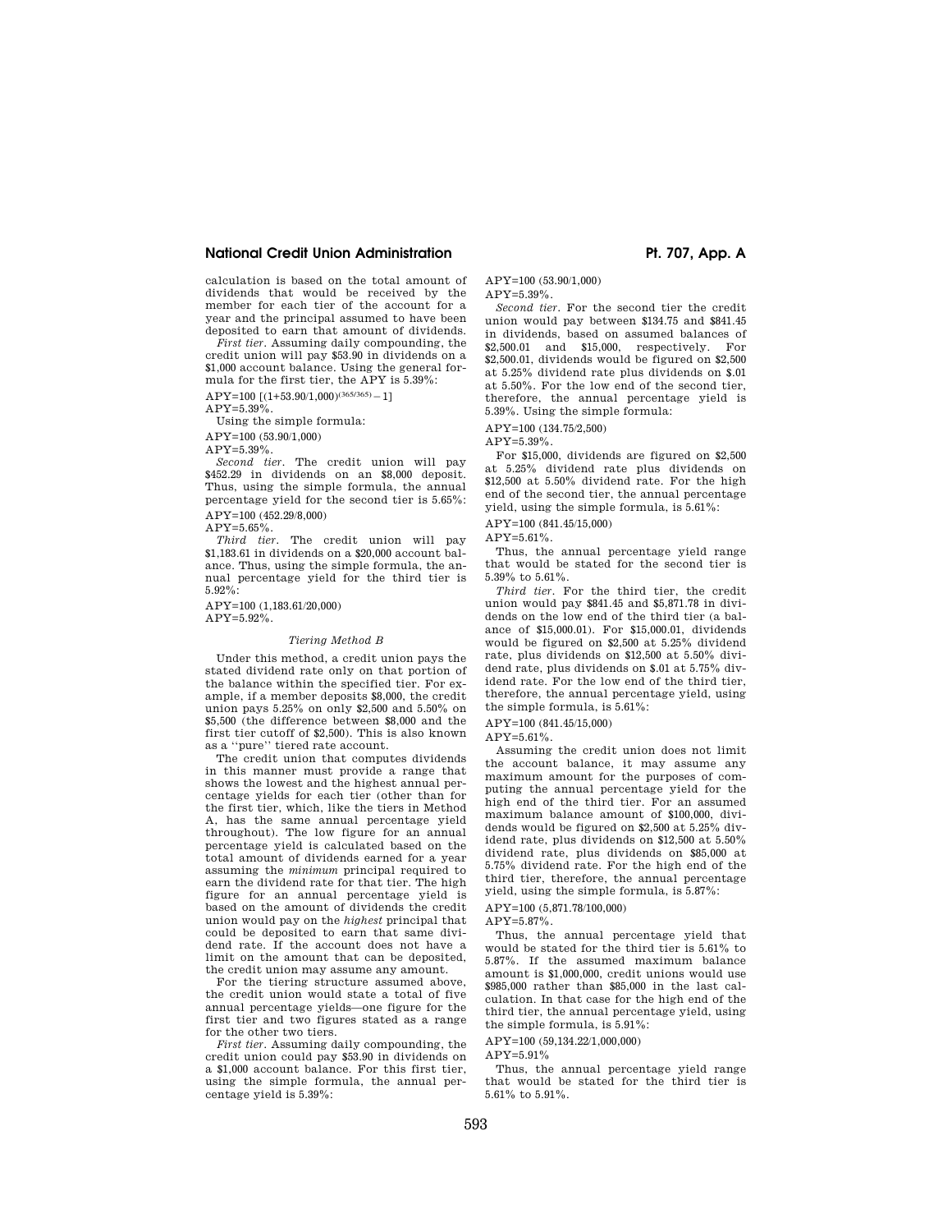calculation is based on the total amount of dividends that would be received by the member for each tier of the account for a year and the principal assumed to have been deposited to earn that amount of dividends.

*First tier*. Assuming daily compounding, the credit union will pay $53.90 in dividends on a $1,000 account balance. Using the general formula for the first tier, the APY is 5.39%:

$$APY=100\ [(1+53.90/1{,}000)^{(365/365)}-1]$$

APY=5.39%.

Using the simple formula:

$$APY=100\ (53.90/1{,}000)$$

APY=5.39%.

*Second tier*. The credit union will pay $452.29 in dividends on an $8,000 deposit. Thus, using the simple formula, the annual percentage yield for the second tier is 5.65%:

$$APY=100\ (452.29/8{,}000)$$

APY=5.65%.

*Third tier*. The credit union will pay $1,183.61 in dividends on a $20,000 account balance. Thus, using the simple formula, the annual percentage yield for the third tier is 5.92%:

$$APY=100\ (1{,}183.61/20{,}000)$$

APY=5.92%.

*Tiering Method B*

Under this method, a credit union pays the stated dividend rate only on that portion of the balance within the specified tier. For example, if a member deposits $8,000, the credit union pays 5.25% on only $2,500 and 5.50% on $5,500 (the difference between $8,000 and the first tier cutoff of $2,500). This is also known as a ''pure'' tiered rate account.

The credit union that computes dividends in this manner must provide a range that shows the lowest and the highest annual percentage yields for each tier (other than for the first tier, which, like the tiers in Method A, has the same annual percentage yield throughout). The low figure for an annual percentage yield is calculated based on the total amount of dividends earned for a year assuming the *minimum* principal required to earn the dividend rate for that tier. The high figure for an annual percentage yield is based on the amount of dividends the credit union would pay on the *highest* principal that could be deposited to earn that same dividend rate. If the account does not have a limit on the amount that can be deposited, the credit union may assume any amount.

For the tiering structure assumed above, the credit union would state a total of five annual percentage yields—one figure for the first tier and two figures stated as a range for the other two tiers.

*First tier*. Assuming daily compounding, the credit union could pay $53.90 in dividends on a $1,000 account balance. For this first tier, using the simple formula, the annual percentage yield is 5.39%:

$$APY=100\ (53.90/1{,}000)$$

APY=5.39%.

*Second tier*. For the second tier the credit union would pay between $134.75 and $841.45 in dividends, based on assumed balances of $2,500.01 and $15,000, respectively. For $2,500.01, dividends would be figured on $2,500 at 5.25% dividend rate plus dividends on $.01 at 5.50%. For the low end of the second tier, therefore, the annual percentage yield is 5.39%. Using the simple formula:

$$APY=100\ (134.75/2{,}500)$$

APY=5.39%.

For $15,000, dividends are figured on $2,500 at 5.25% dividend rate plus dividends on $12,500 at 5.50% dividend rate. For the high end of the second tier, the annual percentage yield, using the simple formula, is 5.61%:

$$APY=100\ (841.45/15{,}000)$$

APY=5.61%.

Thus, the annual percentage yield range that would be stated for the second tier is 5.39% to 5.61%.

*Third tier*. For the third tier, the credit union would pay $841.45 and $5,871.78 in dividends on the low end of the third tier (a balance of $15,000.01). For $15,000.01, dividends would be figured on $2,500 at 5.25% dividend rate, plus dividends on $12,500 at 5.50% dividend rate, plus dividends on $.01 at 5.75% dividend rate. For the low end of the third tier, therefore, the annual percentage yield, using the simple formula, is 5.61%:

$$APY=100\ (841.45/15{,}000)$$

APY=5.61%.

Assuming the credit union does not limit the account balance, it may assume any maximum amount for the purposes of computing the annual percentage yield for the high end of the third tier. For an assumed maximum balance amount of $100,000, dividends would be figured on $2,500 at 5.25% dividend rate, plus dividends on $12,500 at 5.50% dividend rate, plus dividends on $85,000 at 5.75% dividend rate. For the high end of the third tier, therefore, the annual percentage yield, using the simple formula, is 5.87%:

$$APY=100\ (5{,}871.78/100{,}000)$$

APY=5.87%.

Thus, the annual percentage yield that would be stated for the third tier is 5.61% to 5.87%. If the assumed maximum balance amount is $1,000,000, credit unions would use $985,000 rather than $85,000 in the last calculation. In that case for the high end of the third tier, the annual percentage yield, using the simple formula, is 5.91%:

$$APY=100\ (59{,}134.22/1{,}000{,}000)$$

APY=5.91%

Thus, the annual percentage yield range that would be stated for the third tier is 5.61% to 5.91%.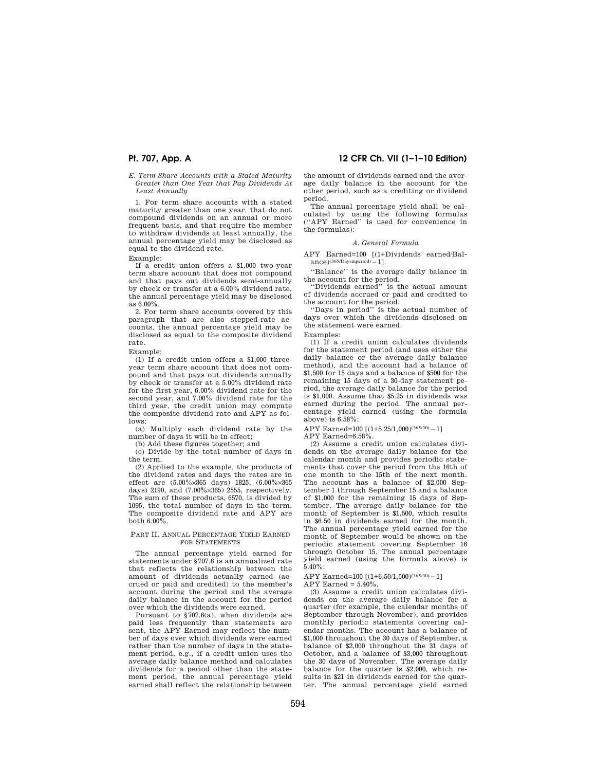*E. Term Share Accounts with a Stated Maturity Greater than One Year that Pay Dividends At Least Annually*

1. For term share accounts with a stated maturity greater than one year, that do not compound dividends on an annual or more frequent basis, and that require the member to withdraw dividends at least annually, the annual percentage yield may be disclosed as equal to the dividend rate.

Example:

If a credit union offers a $1,000 two-year term share account that does not compound and that pays out dividends semi-annually by check or transfer at a 6.00% dividend rate, the annual percentage yield may be disclosed as 6.00%.

2. For term share accounts covered by this paragraph that are also stepped-rate accounts, the annual percentage yield may be disclosed as equal to the composite dividend rate.

Example:

(1) If a credit union offers a $1,000 three-year term share account that does not compound and that pays out dividends annually by check or transfer at a 5.00% dividend rate for the first year, 6.00% dividend rate for the second year, and 7.00% dividend rate for the third year, the credit union may compute the composite dividend rate and APY as follows:

(a) Multiply each dividend rate by the number of days it will be in effect;

(b) Add these figures together; and

(c) Divide by the total number of days in the term.

(2) Applied to the example, the products of the dividend rates and days the rates are in effect are (5.00%×365 days) 1825, (6.00%×365 days) 2190, and (7.00%×365) 2555, respectively. The sum of these products, 6570, is divided by 1095, the total number of days in the term. The composite dividend rate and APY are both 6.00%.

## PART II. ANNUAL PERCENTAGE YIELD EARNED FOR STATEMENTS

The annual percentage yield earned for statements under §707.6 is an annualized rate that reflects the relationship between the amount of dividends actually earned (accrued or paid and credited) to the member's account during the period and the average daily balance in the account for the period over which the dividends were earned.

Pursuant to §707.6(a), when dividends are paid less frequently than statements are sent, the APY Earned may reflect the number of days over which dividends were earned rather than the number of days in the statement period, e.g., if a credit union uses the average daily balance method and calculates dividends for a period other than the statement period, the annual percentage yield earned shall reflect the relationship between the amount of dividends earned and the average daily balance in the account for the other period, such as a crediting or dividend period.

The annual percentage yield shall be calculated by using the following formulas (''APY Earned'' is used for convenience in the formulas):

*A. General Formula*

$$\text{APY Earned}=100\ [(1+\text{Dividends earned}/\text{Balance})^{(365/\text{Days in period})}-1].$$

''Balance'' is the average daily balance in the account for the period.

''Dividends earned'' is the actual amount of dividends accrued or paid and credited to the account for the period.

''Days in period'' is the actual number of days over which the dividends disclosed on the statement were earned.

Examples:

(1) If a credit union calculates dividends for the statement period (and uses either the daily balance or the average daily balance method), and the account had a balance of $1,500 for 15 days and a balance of $500 for the remaining 15 days of a 30-day statement period, the average daily balance for the period is $1,000. Assume that $5.25 in dividends was earned during the period. The annual percentage yield earned (using the formula above) is 6.58%:

$$\text{APY Earned}=100\ [(1+5.25/1{,}000)^{(365/30)}-1]$$

APY Earned=6.58%.

(2) Assume a credit union calculates dividends on the average daily balance for the calendar month and provides periodic statements that cover the period from the 16th of one month to the 15th of the next month. The account has a balance of $2,000 September 1 through September 15 and a balance of $1,000 for the remaining 15 days of September. The average daily balance for the month of September is $1,500, which results in $6.50 in dividends earned for the month. The annual percentage yield earned for the month of September would be shown on the periodic statement covering September 16 through October 15. The annual percentage yield earned (using the formula above) is 5.40%:

$$\text{APY Earned}=100\ [(1+6.50/1{,}500)^{(365/30)}-1]$$

APY Earned = 5.40%.

(3) Assume a credit union calculates dividends on the average daily balance for a quarter (for example, the calendar months of September through November), and provides monthly periodic statements covering calendar months. The account has a balance of $1,000 throughout the 30 days of September, a balance of $2,000 throughout the 31 days of October, and a balance of $3,000 throughout the 30 days of November. The average daily balance for the quarter is $2,000, which results in $21 in dividends earned for the quarter. The annual percentage yield earned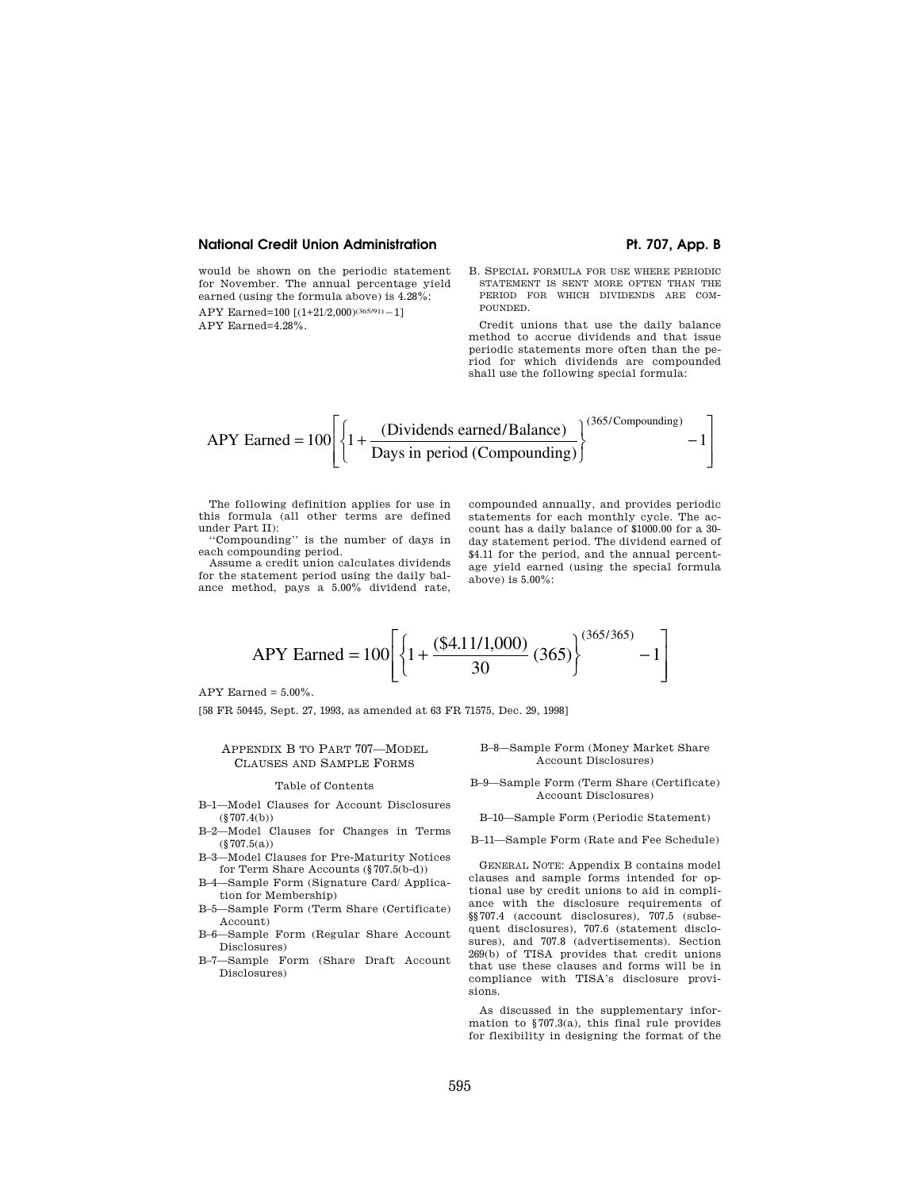would be shown on the periodic statement for November. The annual percentage yield earned (using the formula above) is 4.28%:

APY Earned=100 $[(1+21/2{,}000)^{(365/91)}-1]$

APY Earned=4.28%.

B. SPECIAL FORMULA FOR USE WHERE PERIODIC STATEMENT IS SENT MORE OFTEN THAN THE PERIOD FOR WHICH DIVIDENDS ARE COMPOUNDED.

Credit unions that use the daily balance method to accrue dividends and that issue periodic statements more often than the period for which dividends are compounded shall use the following special formula:

$$\text{APY Earned} = 100\left[\left\{1+\frac{(\text{Dividends earned/Balance})}{\text{Days in period (Compounding)}}\right\}^{(365/\text{Compounding})}-1\right]$$

The following definition applies for use in this formula (all other terms are defined under Part II):

''Compounding'' is the number of days in each compounding period.

Assume a credit union calculates dividends for the statement period using the daily balance method, pays a 5.00% dividend rate, compounded annually, and provides periodic statements for each monthly cycle. The account has a daily balance of $1000.00 for a 30-day statement period. The dividend earned of $4.11 for the period, and the annual percentage yield earned (using the special formula above) is 5.00%:

$$\text{APY Earned} = 100\left[\left\{1+\frac{(\$4.11/1{,}000)}{30}\,(365)\right\}^{(365/365)}-1\right]$$

APY Earned = 5.00%.

[58 FR 50445, Sept. 27, 1993, as amended at 63 FR 71575, Dec. 29, 1998]

## APPENDIX B TO PART 707—MODEL CLAUSES AND SAMPLE FORMS

Table of Contents

- B–1—Model Clauses for Account Disclosures (§707.4(b))
- B–2—Model Clauses for Changes in Terms (§707.5(a))
- B–3—Model Clauses for Pre-Maturity Notices for Term Share Accounts (§707.5(b-d))
- B–4—Sample Form (Signature Card/ Application for Membership)
- B–5—Sample Form (Term Share (Certificate) Account)
- B–6—Sample Form (Regular Share Account Disclosures)
- B–7—Sample Form (Share Draft Account Disclosures)
- B–8—Sample Form (Money Market Share Account Disclosures)
- B–9—Sample Form (Term Share (Certificate) Account Disclosures)
- B–10—Sample Form (Periodic Statement)
- B–11—Sample Form (Rate and Fee Schedule)

GENERAL NOTE: Appendix B contains model clauses and sample forms intended for optional use by credit unions to aid in compliance with the disclosure requirements of §§707.4 (account disclosures), 707.5 (subsequent disclosures), 707.6 (statement disclosures), and 707.8 (advertisements). Section 269(b) of TISA provides that credit unions that use these clauses and forms will be in compliance with TISA's disclosure provisions.

As discussed in the supplementary information to §707.3(a), this final rule provides for flexibility in designing the format of the